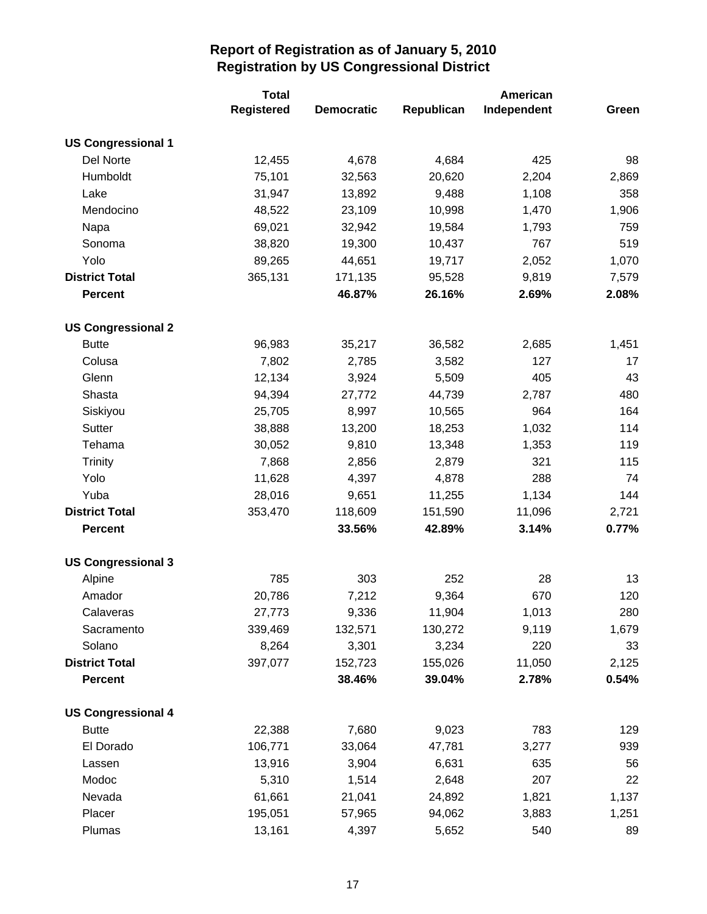# Report of Registration as of January 5, 2010
## Registration by US Congressional District

| | Total Registered | Democratic | Republican | American Independent | Green |
|---|---|---|---|---|---|
| **US Congressional 1** | | | | | |
| Del Norte | 12,455 | 4,678 | 4,684 | 425 | 98 |
| Humboldt | 75,101 | 32,563 | 20,620 | 2,204 | 2,869 |
| Lake | 31,947 | 13,892 | 9,488 | 1,108 | 358 |
| Mendocino | 48,522 | 23,109 | 10,998 | 1,470 | 1,906 |
| Napa | 69,021 | 32,942 | 19,584 | 1,793 | 759 |
| Sonoma | 38,820 | 19,300 | 10,437 | 767 | 519 |
| Yolo | 89,265 | 44,651 | 19,717 | 2,052 | 1,070 |
| **District Total** | 365,131 | 171,135 | 95,528 | 9,819 | 7,579 |
| **Percent** | | **46.87%** | **26.16%** | **2.69%** | **2.08%** |
| **US Congressional 2** | | | | | |
| Butte | 96,983 | 35,217 | 36,582 | 2,685 | 1,451 |
| Colusa | 7,802 | 2,785 | 3,582 | 127 | 17 |
| Glenn | 12,134 | 3,924 | 5,509 | 405 | 43 |
| Shasta | 94,394 | 27,772 | 44,739 | 2,787 | 480 |
| Siskiyou | 25,705 | 8,997 | 10,565 | 964 | 164 |
| Sutter | 38,888 | 13,200 | 18,253 | 1,032 | 114 |
| Tehama | 30,052 | 9,810 | 13,348 | 1,353 | 119 |
| Trinity | 7,868 | 2,856 | 2,879 | 321 | 115 |
| Yolo | 11,628 | 4,397 | 4,878 | 288 | 74 |
| Yuba | 28,016 | 9,651 | 11,255 | 1,134 | 144 |
| **District Total** | 353,470 | 118,609 | 151,590 | 11,096 | 2,721 |
| **Percent** | | **33.56%** | **42.89%** | **3.14%** | **0.77%** |
| **US Congressional 3** | | | | | |
| Alpine | 785 | 303 | 252 | 28 | 13 |
| Amador | 20,786 | 7,212 | 9,364 | 670 | 120 |
| Calaveras | 27,773 | 9,336 | 11,904 | 1,013 | 280 |
| Sacramento | 339,469 | 132,571 | 130,272 | 9,119 | 1,679 |
| Solano | 8,264 | 3,301 | 3,234 | 220 | 33 |
| **District Total** | 397,077 | 152,723 | 155,026 | 11,050 | 2,125 |
| **Percent** | | **38.46%** | **39.04%** | **2.78%** | **0.54%** |
| **US Congressional 4** | | | | | |
| Butte | 22,388 | 7,680 | 9,023 | 783 | 129 |
| El Dorado | 106,771 | 33,064 | 47,781 | 3,277 | 939 |
| Lassen | 13,916 | 3,904 | 6,631 | 635 | 56 |
| Modoc | 5,310 | 1,514 | 2,648 | 207 | 22 |
| Nevada | 61,661 | 21,041 | 24,892 | 1,821 | 1,137 |
| Placer | 195,051 | 57,965 | 94,062 | 3,883 | 1,251 |
| Plumas | 13,161 | 4,397 | 5,652 | 540 | 89 |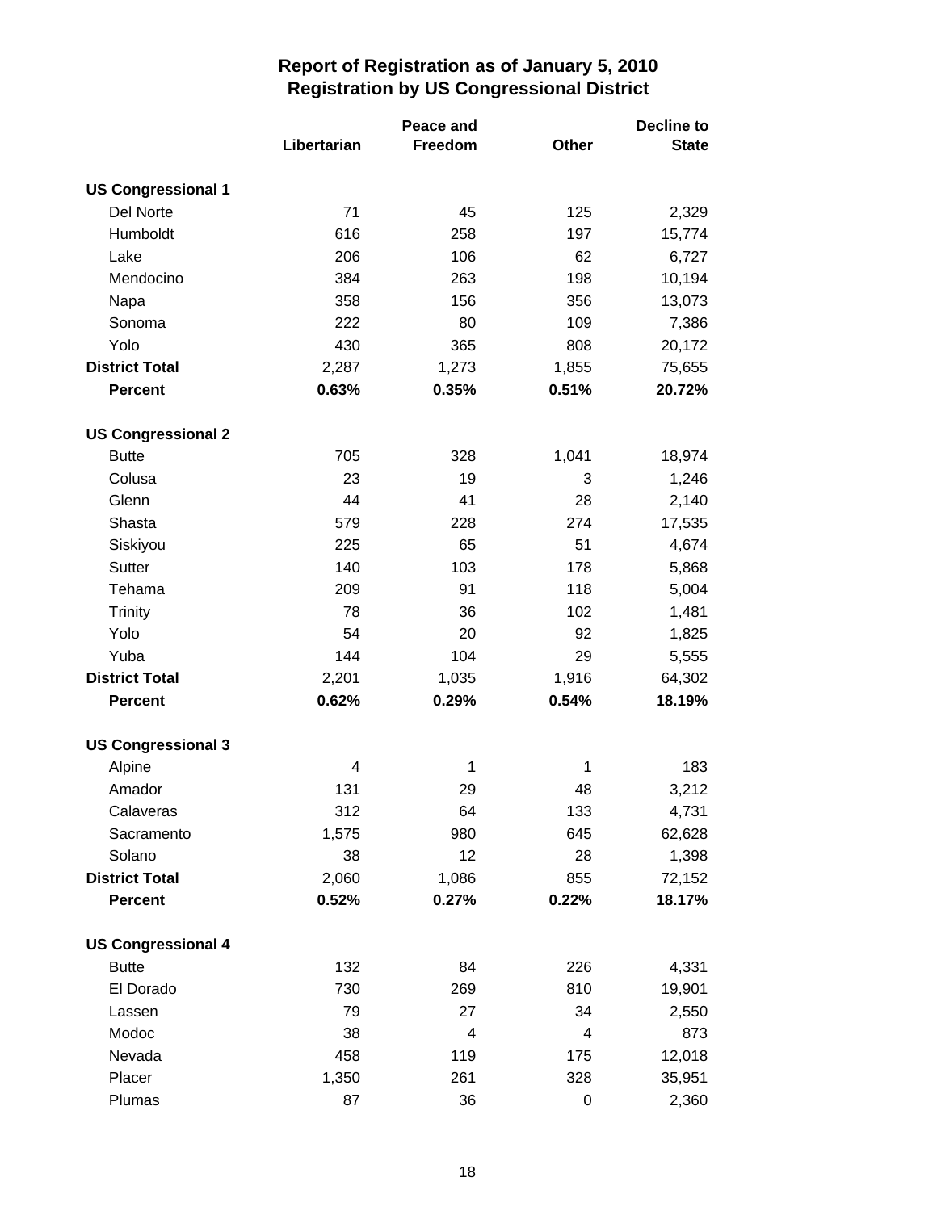# Report of Registration as of January 5, 2010
## Registration by US Congressional District

| | Libertarian | Peace and Freedom | Other | Decline to State |
|---|---|---|---|---|
| **US Congressional 1** | | | | |
| Del Norte | 71 | 45 | 125 | 2,329 |
| Humboldt | 616 | 258 | 197 | 15,774 |
| Lake | 206 | 106 | 62 | 6,727 |
| Mendocino | 384 | 263 | 198 | 10,194 |
| Napa | 358 | 156 | 356 | 13,073 |
| Sonoma | 222 | 80 | 109 | 7,386 |
| Yolo | 430 | 365 | 808 | 20,172 |
| **District Total** | 2,287 | 1,273 | 1,855 | 75,655 |
| **Percent** | **0.63%** | **0.35%** | **0.51%** | **20.72%** |
| **US Congressional 2** | | | | |
| Butte | 705 | 328 | 1,041 | 18,974 |
| Colusa | 23 | 19 | 3 | 1,246 |
| Glenn | 44 | 41 | 28 | 2,140 |
| Shasta | 579 | 228 | 274 | 17,535 |
| Siskiyou | 225 | 65 | 51 | 4,674 |
| Sutter | 140 | 103 | 178 | 5,868 |
| Tehama | 209 | 91 | 118 | 5,004 |
| Trinity | 78 | 36 | 102 | 1,481 |
| Yolo | 54 | 20 | 92 | 1,825 |
| Yuba | 144 | 104 | 29 | 5,555 |
| **District Total** | 2,201 | 1,035 | 1,916 | 64,302 |
| **Percent** | **0.62%** | **0.29%** | **0.54%** | **18.19%** |
| **US Congressional 3** | | | | |
| Alpine | 4 | 1 | 1 | 183 |
| Amador | 131 | 29 | 48 | 3,212 |
| Calaveras | 312 | 64 | 133 | 4,731 |
| Sacramento | 1,575 | 980 | 645 | 62,628 |
| Solano | 38 | 12 | 28 | 1,398 |
| **District Total** | 2,060 | 1,086 | 855 | 72,152 |
| **Percent** | **0.52%** | **0.27%** | **0.22%** | **18.17%** |
| **US Congressional 4** | | | | |
| Butte | 132 | 84 | 226 | 4,331 |
| El Dorado | 730 | 269 | 810 | 19,901 |
| Lassen | 79 | 27 | 34 | 2,550 |
| Modoc | 38 | 4 | 4 | 873 |
| Nevada | 458 | 119 | 175 | 12,018 |
| Placer | 1,350 | 261 | 328 | 35,951 |
| Plumas | 87 | 36 | 0 | 2,360 |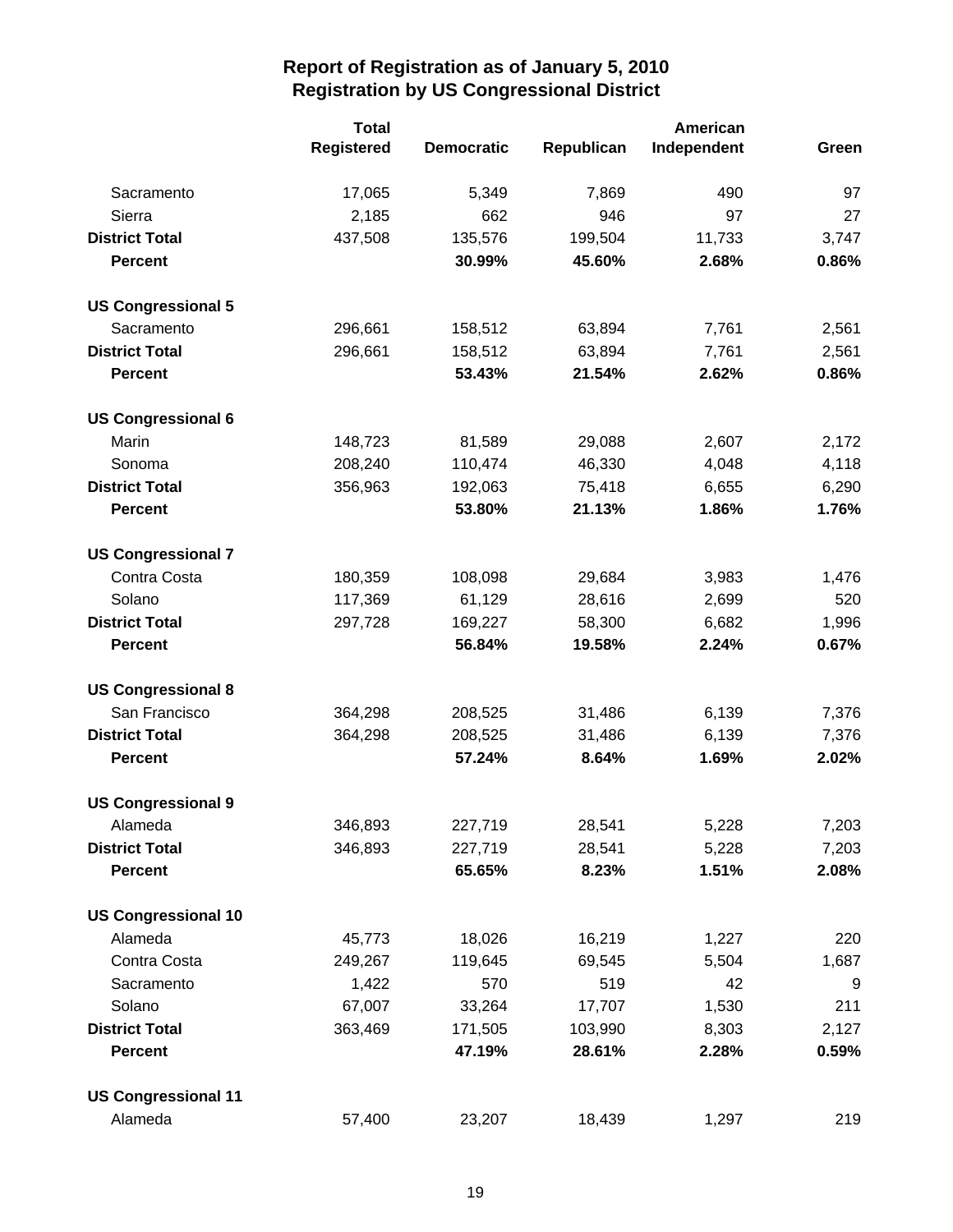# Report of Registration as of January 5, 2010
## Registration by US Congressional District

| | Total Registered | Democratic | Republican | American Independent | Green |
|---|---|---|---|---|---|
| Sacramento | 17,065 | 5,349 | 7,869 | 490 | 97 |
| Sierra | 2,185 | 662 | 946 | 97 | 27 |
| **District Total** | 437,508 | 135,576 | 199,504 | 11,733 | 3,747 |
| **Percent** | | **30.99%** | **45.60%** | **2.68%** | **0.86%** |
| **US Congressional 5** | | | | | |
| Sacramento | 296,661 | 158,512 | 63,894 | 7,761 | 2,561 |
| **District Total** | 296,661 | 158,512 | 63,894 | 7,761 | 2,561 |
| **Percent** | | **53.43%** | **21.54%** | **2.62%** | **0.86%** |
| **US Congressional 6** | | | | | |
| Marin | 148,723 | 81,589 | 29,088 | 2,607 | 2,172 |
| Sonoma | 208,240 | 110,474 | 46,330 | 4,048 | 4,118 |
| **District Total** | 356,963 | 192,063 | 75,418 | 6,655 | 6,290 |
| **Percent** | | **53.80%** | **21.13%** | **1.86%** | **1.76%** |
| **US Congressional 7** | | | | | |
| Contra Costa | 180,359 | 108,098 | 29,684 | 3,983 | 1,476 |
| Solano | 117,369 | 61,129 | 28,616 | 2,699 | 520 |
| **District Total** | 297,728 | 169,227 | 58,300 | 6,682 | 1,996 |
| **Percent** | | **56.84%** | **19.58%** | **2.24%** | **0.67%** |
| **US Congressional 8** | | | | | |
| San Francisco | 364,298 | 208,525 | 31,486 | 6,139 | 7,376 |
| **District Total** | 364,298 | 208,525 | 31,486 | 6,139 | 7,376 |
| **Percent** | | **57.24%** | **8.64%** | **1.69%** | **2.02%** |
| **US Congressional 9** | | | | | |
| Alameda | 346,893 | 227,719 | 28,541 | 5,228 | 7,203 |
| **District Total** | 346,893 | 227,719 | 28,541 | 5,228 | 7,203 |
| **Percent** | | **65.65%** | **8.23%** | **1.51%** | **2.08%** |
| **US Congressional 10** | | | | | |
| Alameda | 45,773 | 18,026 | 16,219 | 1,227 | 220 |
| Contra Costa | 249,267 | 119,645 | 69,545 | 5,504 | 1,687 |
| Sacramento | 1,422 | 570 | 519 | 42 | 9 |
| Solano | 67,007 | 33,264 | 17,707 | 1,530 | 211 |
| **District Total** | 363,469 | 171,505 | 103,990 | 8,303 | 2,127 |
| **Percent** | | **47.19%** | **28.61%** | **2.28%** | **0.59%** |
| **US Congressional 11** | | | | | |
| Alameda | 57,400 | 23,207 | 18,439 | 1,297 | 219 |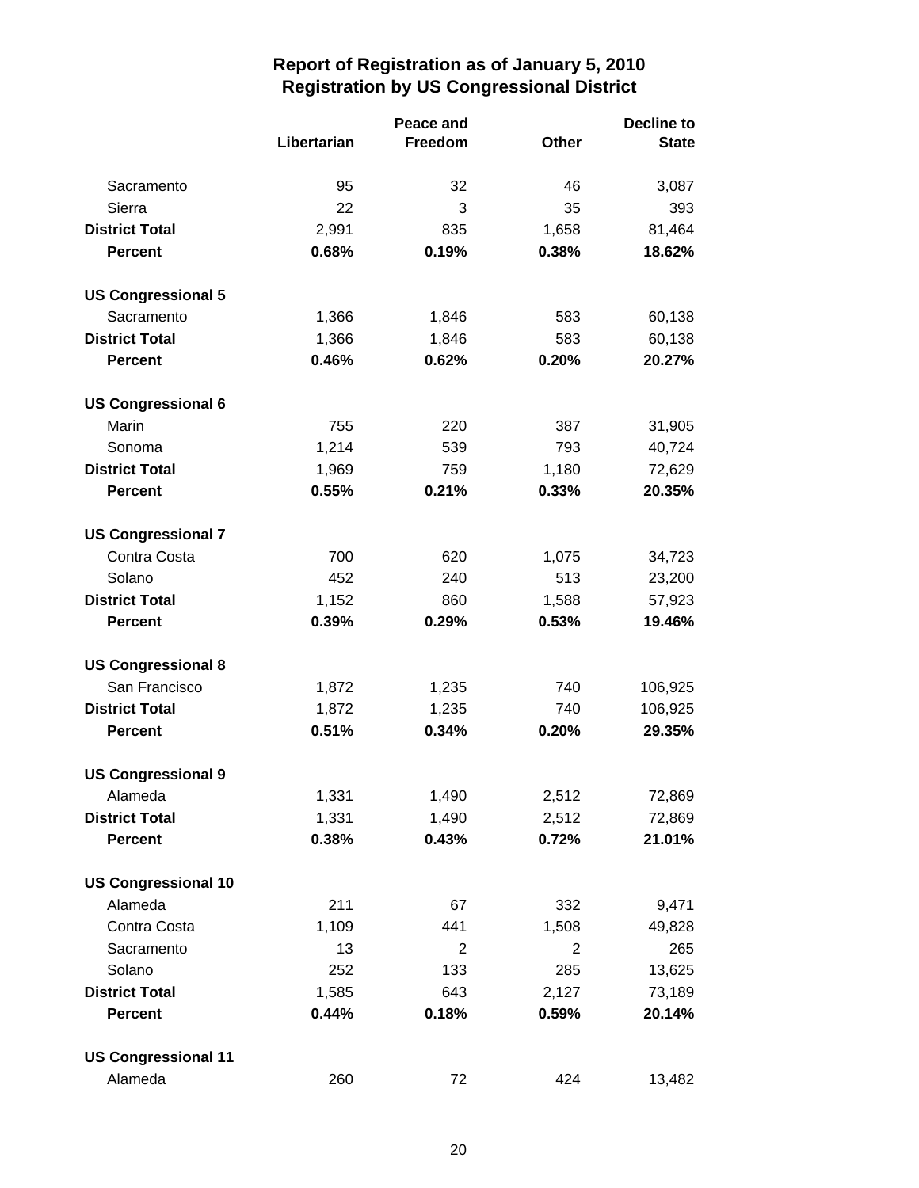# Report of Registration as of January 5, 2010
## Registration by US Congressional District

| | Libertarian | Peace and Freedom | Other | Decline to State |
|---|---|---|---|---|
| Sacramento | 95 | 32 | 46 | 3,087 |
| Sierra | 22 | 3 | 35 | 393 |
| **District Total** | 2,991 | 835 | 1,658 | 81,464 |
| **Percent** | **0.68%** | **0.19%** | **0.38%** | **18.62%** |
| **US Congressional 5** | | | | |
| Sacramento | 1,366 | 1,846 | 583 | 60,138 |
| **District Total** | 1,366 | 1,846 | 583 | 60,138 |
| **Percent** | **0.46%** | **0.62%** | **0.20%** | **20.27%** |
| **US Congressional 6** | | | | |
| Marin | 755 | 220 | 387 | 31,905 |
| Sonoma | 1,214 | 539 | 793 | 40,724 |
| **District Total** | 1,969 | 759 | 1,180 | 72,629 |
| **Percent** | **0.55%** | **0.21%** | **0.33%** | **20.35%** |
| **US Congressional 7** | | | | |
| Contra Costa | 700 | 620 | 1,075 | 34,723 |
| Solano | 452 | 240 | 513 | 23,200 |
| **District Total** | 1,152 | 860 | 1,588 | 57,923 |
| **Percent** | **0.39%** | **0.29%** | **0.53%** | **19.46%** |
| **US Congressional 8** | | | | |
| San Francisco | 1,872 | 1,235 | 740 | 106,925 |
| **District Total** | 1,872 | 1,235 | 740 | 106,925 |
| **Percent** | **0.51%** | **0.34%** | **0.20%** | **29.35%** |
| **US Congressional 9** | | | | |
| Alameda | 1,331 | 1,490 | 2,512 | 72,869 |
| **District Total** | 1,331 | 1,490 | 2,512 | 72,869 |
| **Percent** | **0.38%** | **0.43%** | **0.72%** | **21.01%** |
| **US Congressional 10** | | | | |
| Alameda | 211 | 67 | 332 | 9,471 |
| Contra Costa | 1,109 | 441 | 1,508 | 49,828 |
| Sacramento | 13 | 2 | 2 | 265 |
| Solano | 252 | 133 | 285 | 13,625 |
| **District Total** | 1,585 | 643 | 2,127 | 73,189 |
| **Percent** | **0.44%** | **0.18%** | **0.59%** | **20.14%** |
| **US Congressional 11** | | | | |
| Alameda | 260 | 72 | 424 | 13,482 |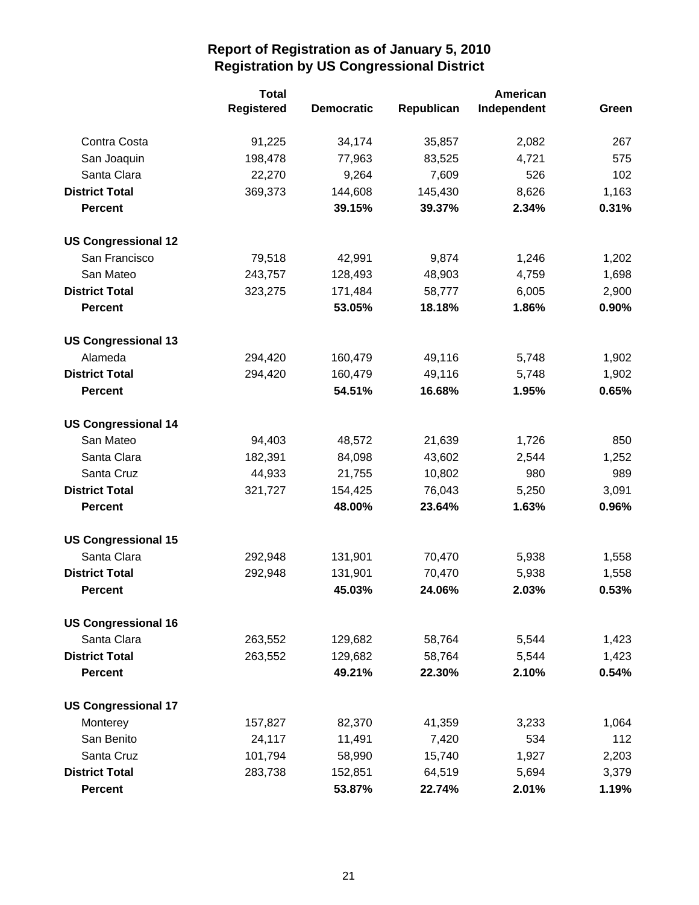# Report of Registration as of January 5, 2010
## Registration by US Congressional District

| | Total Registered | Democratic | Republican | American Independent | Green |
|---|---|---|---|---|---|
| Contra Costa | 91,225 | 34,174 | 35,857 | 2,082 | 267 |
| San Joaquin | 198,478 | 77,963 | 83,525 | 4,721 | 575 |
| Santa Clara | 22,270 | 9,264 | 7,609 | 526 | 102 |
| **District Total** | 369,373 | 144,608 | 145,430 | 8,626 | 1,163 |
| **Percent** | | **39.15%** | **39.37%** | **2.34%** | **0.31%** |
| **US Congressional 12** | | | | | |
| San Francisco | 79,518 | 42,991 | 9,874 | 1,246 | 1,202 |
| San Mateo | 243,757 | 128,493 | 48,903 | 4,759 | 1,698 |
| **District Total** | 323,275 | 171,484 | 58,777 | 6,005 | 2,900 |
| **Percent** | | **53.05%** | **18.18%** | **1.86%** | **0.90%** |
| **US Congressional 13** | | | | | |
| Alameda | 294,420 | 160,479 | 49,116 | 5,748 | 1,902 |
| **District Total** | 294,420 | 160,479 | 49,116 | 5,748 | 1,902 |
| **Percent** | | **54.51%** | **16.68%** | **1.95%** | **0.65%** |
| **US Congressional 14** | | | | | |
| San Mateo | 94,403 | 48,572 | 21,639 | 1,726 | 850 |
| Santa Clara | 182,391 | 84,098 | 43,602 | 2,544 | 1,252 |
| Santa Cruz | 44,933 | 21,755 | 10,802 | 980 | 989 |
| **District Total** | 321,727 | 154,425 | 76,043 | 5,250 | 3,091 |
| **Percent** | | **48.00%** | **23.64%** | **1.63%** | **0.96%** |
| **US Congressional 15** | | | | | |
| Santa Clara | 292,948 | 131,901 | 70,470 | 5,938 | 1,558 |
| **District Total** | 292,948 | 131,901 | 70,470 | 5,938 | 1,558 |
| **Percent** | | **45.03%** | **24.06%** | **2.03%** | **0.53%** |
| **US Congressional 16** | | | | | |
| Santa Clara | 263,552 | 129,682 | 58,764 | 5,544 | 1,423 |
| **District Total** | 263,552 | 129,682 | 58,764 | 5,544 | 1,423 |
| **Percent** | | **49.21%** | **22.30%** | **2.10%** | **0.54%** |
| **US Congressional 17** | | | | | |
| Monterey | 157,827 | 82,370 | 41,359 | 3,233 | 1,064 |
| San Benito | 24,117 | 11,491 | 7,420 | 534 | 112 |
| Santa Cruz | 101,794 | 58,990 | 15,740 | 1,927 | 2,203 |
| **District Total** | 283,738 | 152,851 | 64,519 | 5,694 | 3,379 |
| **Percent** | | **53.87%** | **22.74%** | **2.01%** | **1.19%** |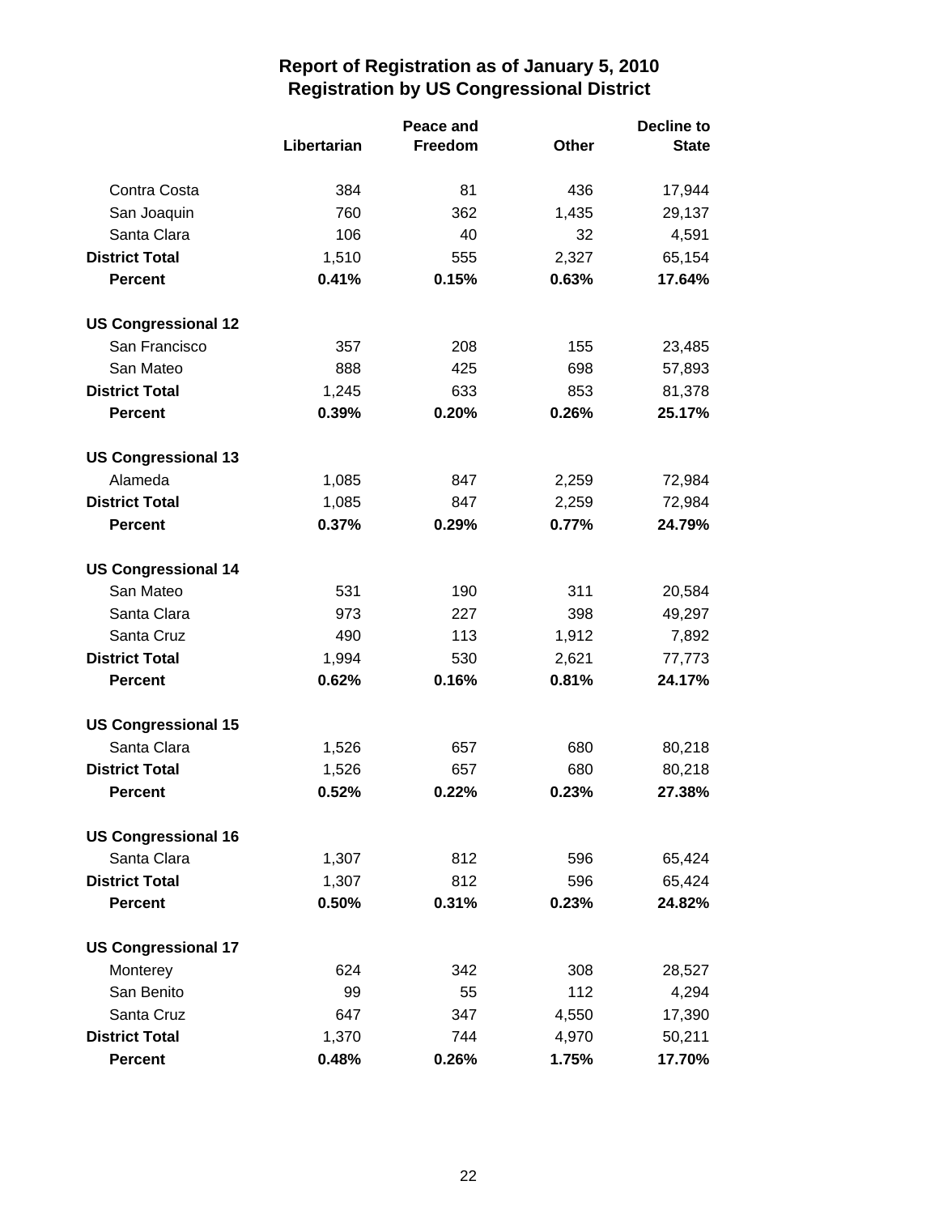# Report of Registration as of January 5, 2010
## Registration by US Congressional District

| | Libertarian | Peace and Freedom | Other | Decline to State |
|---|---|---|---|---|
| Contra Costa | 384 | 81 | 436 | 17,944 |
| San Joaquin | 760 | 362 | 1,435 | 29,137 |
| Santa Clara | 106 | 40 | 32 | 4,591 |
| **District Total** | 1,510 | 555 | 2,327 | 65,154 |
| **Percent** | **0.41%** | **0.15%** | **0.63%** | **17.64%** |
| **US Congressional 12** | | | | |
| San Francisco | 357 | 208 | 155 | 23,485 |
| San Mateo | 888 | 425 | 698 | 57,893 |
| **District Total** | 1,245 | 633 | 853 | 81,378 |
| **Percent** | **0.39%** | **0.20%** | **0.26%** | **25.17%** |
| **US Congressional 13** | | | | |
| Alameda | 1,085 | 847 | 2,259 | 72,984 |
| **District Total** | 1,085 | 847 | 2,259 | 72,984 |
| **Percent** | **0.37%** | **0.29%** | **0.77%** | **24.79%** |
| **US Congressional 14** | | | | |
| San Mateo | 531 | 190 | 311 | 20,584 |
| Santa Clara | 973 | 227 | 398 | 49,297 |
| Santa Cruz | 490 | 113 | 1,912 | 7,892 |
| **District Total** | 1,994 | 530 | 2,621 | 77,773 |
| **Percent** | **0.62%** | **0.16%** | **0.81%** | **24.17%** |
| **US Congressional 15** | | | | |
| Santa Clara | 1,526 | 657 | 680 | 80,218 |
| **District Total** | 1,526 | 657 | 680 | 80,218 |
| **Percent** | **0.52%** | **0.22%** | **0.23%** | **27.38%** |
| **US Congressional 16** | | | | |
| Santa Clara | 1,307 | 812 | 596 | 65,424 |
| **District Total** | 1,307 | 812 | 596 | 65,424 |
| **Percent** | **0.50%** | **0.31%** | **0.23%** | **24.82%** |
| **US Congressional 17** | | | | |
| Monterey | 624 | 342 | 308 | 28,527 |
| San Benito | 99 | 55 | 112 | 4,294 |
| Santa Cruz | 647 | 347 | 4,550 | 17,390 |
| **District Total** | 1,370 | 744 | 4,970 | 50,211 |
| **Percent** | **0.48%** | **0.26%** | **1.75%** | **17.70%** |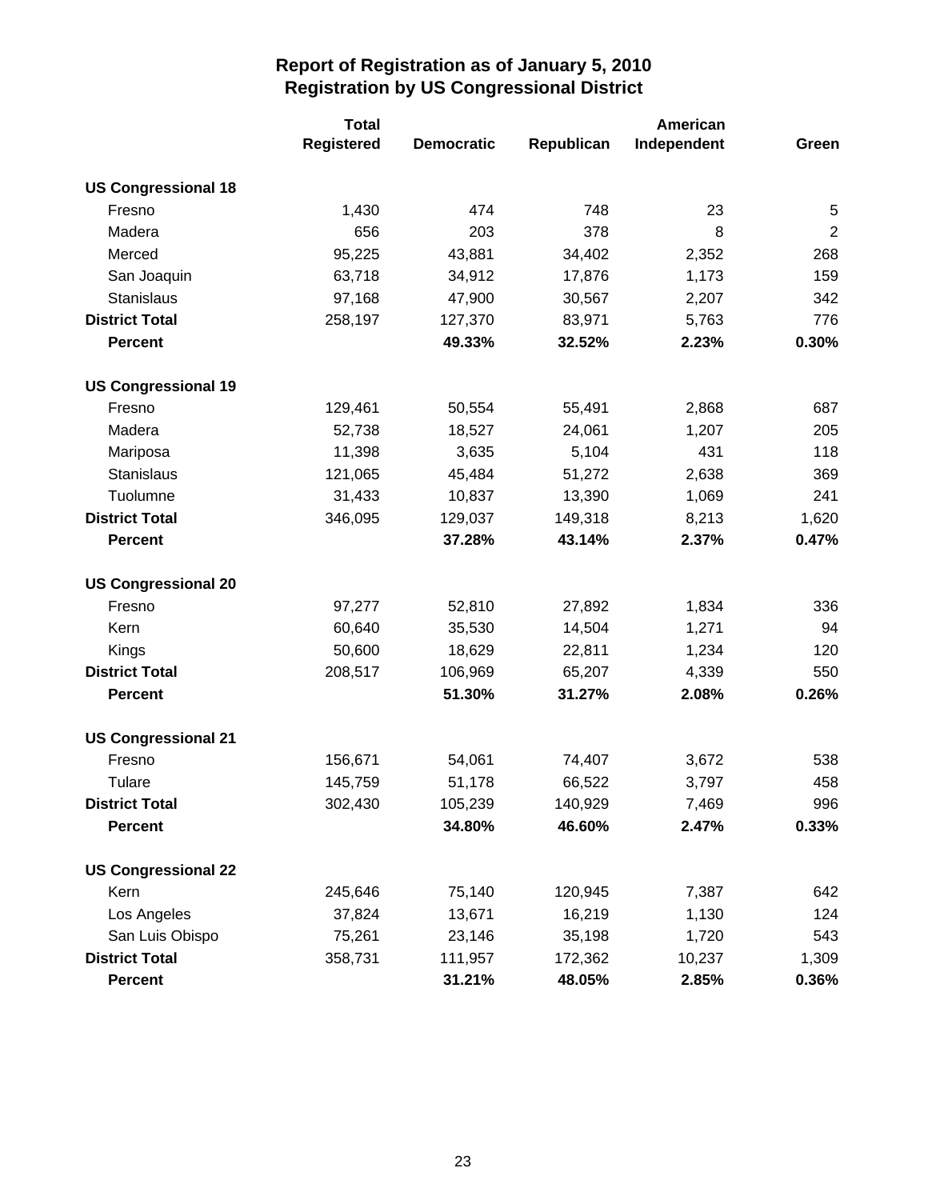# Report of Registration as of January 5, 2010
## Registration by US Congressional District

| | Total Registered | Democratic | Republican | American Independent | Green |
|---|---|---|---|---|---|
| **US Congressional 18** | | | | | |
| Fresno | 1,430 | 474 | 748 | 23 | 5 |
| Madera | 656 | 203 | 378 | 8 | 2 |
| Merced | 95,225 | 43,881 | 34,402 | 2,352 | 268 |
| San Joaquin | 63,718 | 34,912 | 17,876 | 1,173 | 159 |
| Stanislaus | 97,168 | 47,900 | 30,567 | 2,207 | 342 |
| **District Total** | 258,197 | 127,370 | 83,971 | 5,763 | 776 |
| **Percent** | | **49.33%** | **32.52%** | **2.23%** | **0.30%** |
| **US Congressional 19** | | | | | |
| Fresno | 129,461 | 50,554 | 55,491 | 2,868 | 687 |
| Madera | 52,738 | 18,527 | 24,061 | 1,207 | 205 |
| Mariposa | 11,398 | 3,635 | 5,104 | 431 | 118 |
| Stanislaus | 121,065 | 45,484 | 51,272 | 2,638 | 369 |
| Tuolumne | 31,433 | 10,837 | 13,390 | 1,069 | 241 |
| **District Total** | 346,095 | 129,037 | 149,318 | 8,213 | 1,620 |
| **Percent** | | **37.28%** | **43.14%** | **2.37%** | **0.47%** |
| **US Congressional 20** | | | | | |
| Fresno | 97,277 | 52,810 | 27,892 | 1,834 | 336 |
| Kern | 60,640 | 35,530 | 14,504 | 1,271 | 94 |
| Kings | 50,600 | 18,629 | 22,811 | 1,234 | 120 |
| **District Total** | 208,517 | 106,969 | 65,207 | 4,339 | 550 |
| **Percent** | | **51.30%** | **31.27%** | **2.08%** | **0.26%** |
| **US Congressional 21** | | | | | |
| Fresno | 156,671 | 54,061 | 74,407 | 3,672 | 538 |
| Tulare | 145,759 | 51,178 | 66,522 | 3,797 | 458 |
| **District Total** | 302,430 | 105,239 | 140,929 | 7,469 | 996 |
| **Percent** | | **34.80%** | **46.60%** | **2.47%** | **0.33%** |
| **US Congressional 22** | | | | | |
| Kern | 245,646 | 75,140 | 120,945 | 7,387 | 642 |
| Los Angeles | 37,824 | 13,671 | 16,219 | 1,130 | 124 |
| San Luis Obispo | 75,261 | 23,146 | 35,198 | 1,720 | 543 |
| **District Total** | 358,731 | 111,957 | 172,362 | 10,237 | 1,309 |
| **Percent** | | **31.21%** | **48.05%** | **2.85%** | **0.36%** |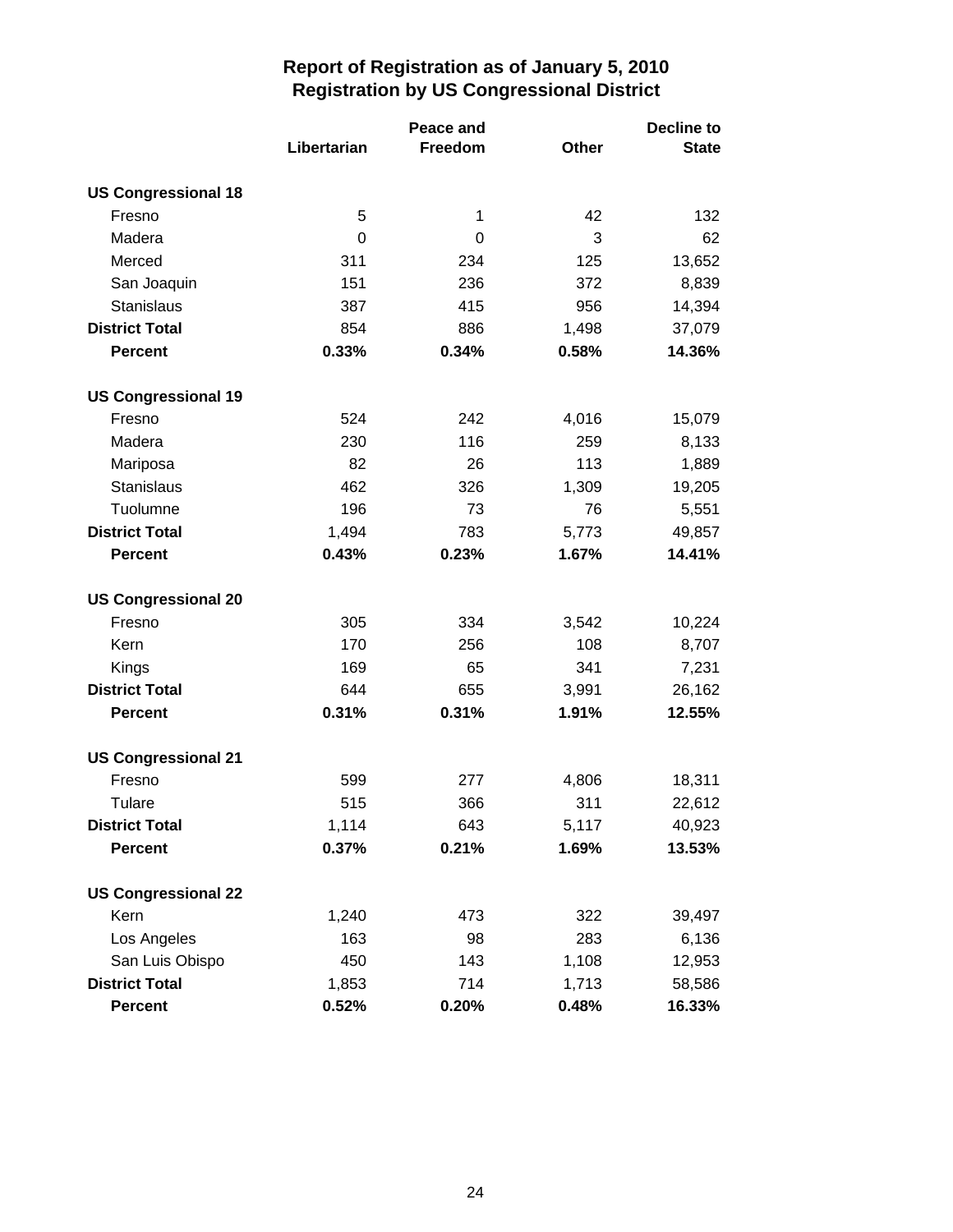# Report of Registration as of January 5, 2010
## Registration by US Congressional District

| | Libertarian | Peace and Freedom | Other | Decline to State |
|---|---|---|---|---|
| **US Congressional 18** | | | | |
| Fresno | 5 | 1 | 42 | 132 |
| Madera | 0 | 0 | 3 | 62 |
| Merced | 311 | 234 | 125 | 13,652 |
| San Joaquin | 151 | 236 | 372 | 8,839 |
| Stanislaus | 387 | 415 | 956 | 14,394 |
| **District Total** | 854 | 886 | 1,498 | 37,079 |
| **Percent** | **0.33%** | **0.34%** | **0.58%** | **14.36%** |
| **US Congressional 19** | | | | |
| Fresno | 524 | 242 | 4,016 | 15,079 |
| Madera | 230 | 116 | 259 | 8,133 |
| Mariposa | 82 | 26 | 113 | 1,889 |
| Stanislaus | 462 | 326 | 1,309 | 19,205 |
| Tuolumne | 196 | 73 | 76 | 5,551 |
| **District Total** | 1,494 | 783 | 5,773 | 49,857 |
| **Percent** | **0.43%** | **0.23%** | **1.67%** | **14.41%** |
| **US Congressional 20** | | | | |
| Fresno | 305 | 334 | 3,542 | 10,224 |
| Kern | 170 | 256 | 108 | 8,707 |
| Kings | 169 | 65 | 341 | 7,231 |
| **District Total** | 644 | 655 | 3,991 | 26,162 |
| **Percent** | **0.31%** | **0.31%** | **1.91%** | **12.55%** |
| **US Congressional 21** | | | | |
| Fresno | 599 | 277 | 4,806 | 18,311 |
| Tulare | 515 | 366 | 311 | 22,612 |
| **District Total** | 1,114 | 643 | 5,117 | 40,923 |
| **Percent** | **0.37%** | **0.21%** | **1.69%** | **13.53%** |
| **US Congressional 22** | | | | |
| Kern | 1,240 | 473 | 322 | 39,497 |
| Los Angeles | 163 | 98 | 283 | 6,136 |
| San Luis Obispo | 450 | 143 | 1,108 | 12,953 |
| **District Total** | 1,853 | 714 | 1,713 | 58,586 |
| **Percent** | **0.52%** | **0.20%** | **0.48%** | **16.33%** |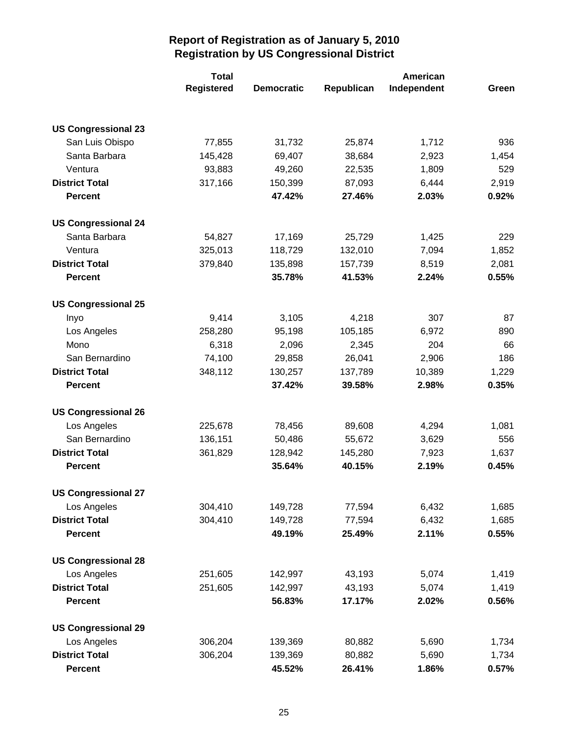## Report of Registration as of January 5, 2010
## Registration by US Congressional District

| | Total Registered | Democratic | Republican | American Independent | Green |
|---|---|---|---|---|---|
| **US Congressional 23** | | | | | |
| San Luis Obispo | 77,855 | 31,732 | 25,874 | 1,712 | 936 |
| Santa Barbara | 145,428 | 69,407 | 38,684 | 2,923 | 1,454 |
| Ventura | 93,883 | 49,260 | 22,535 | 1,809 | 529 |
| **District Total** | 317,166 | 150,399 | 87,093 | 6,444 | 2,919 |
| **Percent** | | **47.42%** | **27.46%** | **2.03%** | **0.92%** |
| **US Congressional 24** | | | | | |
| Santa Barbara | 54,827 | 17,169 | 25,729 | 1,425 | 229 |
| Ventura | 325,013 | 118,729 | 132,010 | 7,094 | 1,852 |
| **District Total** | 379,840 | 135,898 | 157,739 | 8,519 | 2,081 |
| **Percent** | | **35.78%** | **41.53%** | **2.24%** | **0.55%** |
| **US Congressional 25** | | | | | |
| Inyo | 9,414 | 3,105 | 4,218 | 307 | 87 |
| Los Angeles | 258,280 | 95,198 | 105,185 | 6,972 | 890 |
| Mono | 6,318 | 2,096 | 2,345 | 204 | 66 |
| San Bernardino | 74,100 | 29,858 | 26,041 | 2,906 | 186 |
| **District Total** | 348,112 | 130,257 | 137,789 | 10,389 | 1,229 |
| **Percent** | | **37.42%** | **39.58%** | **2.98%** | **0.35%** |
| **US Congressional 26** | | | | | |
| Los Angeles | 225,678 | 78,456 | 89,608 | 4,294 | 1,081 |
| San Bernardino | 136,151 | 50,486 | 55,672 | 3,629 | 556 |
| **District Total** | 361,829 | 128,942 | 145,280 | 7,923 | 1,637 |
| **Percent** | | **35.64%** | **40.15%** | **2.19%** | **0.45%** |
| **US Congressional 27** | | | | | |
| Los Angeles | 304,410 | 149,728 | 77,594 | 6,432 | 1,685 |
| **District Total** | 304,410 | 149,728 | 77,594 | 6,432 | 1,685 |
| **Percent** | | **49.19%** | **25.49%** | **2.11%** | **0.55%** |
| **US Congressional 28** | | | | | |
| Los Angeles | 251,605 | 142,997 | 43,193 | 5,074 | 1,419 |
| **District Total** | 251,605 | 142,997 | 43,193 | 5,074 | 1,419 |
| **Percent** | | **56.83%** | **17.17%** | **2.02%** | **0.56%** |
| **US Congressional 29** | | | | | |
| Los Angeles | 306,204 | 139,369 | 80,882 | 5,690 | 1,734 |
| **District Total** | 306,204 | 139,369 | 80,882 | 5,690 | 1,734 |
| **Percent** | | **45.52%** | **26.41%** | **1.86%** | **0.57%** |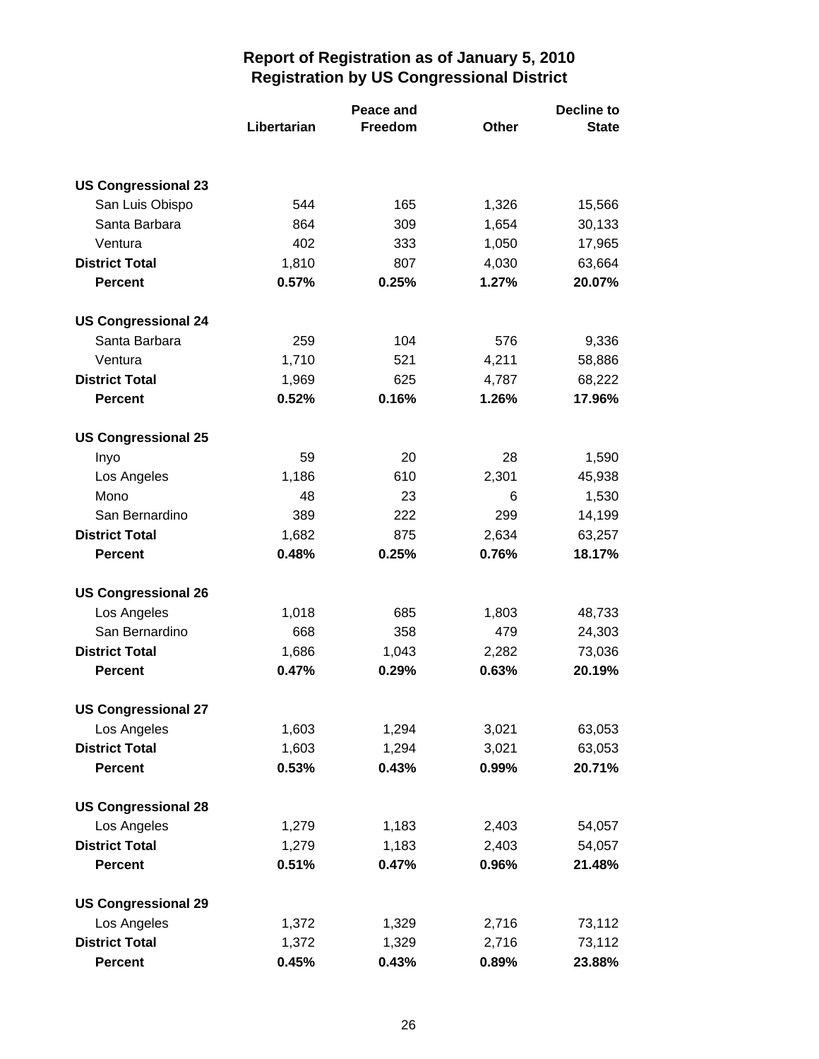# Report of Registration as of January 5, 2010
## Registration by US Congressional District

| | Libertarian | Peace and Freedom | Other | Decline to State |
|---|---|---|---|---|
| **US Congressional 23** | | | | |
| San Luis Obispo | 544 | 165 | 1,326 | 15,566 |
| Santa Barbara | 864 | 309 | 1,654 | 30,133 |
| Ventura | 402 | 333 | 1,050 | 17,965 |
| **District Total** | 1,810 | 807 | 4,030 | 63,664 |
| **Percent** | **0.57%** | **0.25%** | **1.27%** | **20.07%** |
| **US Congressional 24** | | | | |
| Santa Barbara | 259 | 104 | 576 | 9,336 |
| Ventura | 1,710 | 521 | 4,211 | 58,886 |
| **District Total** | 1,969 | 625 | 4,787 | 68,222 |
| **Percent** | **0.52%** | **0.16%** | **1.26%** | **17.96%** |
| **US Congressional 25** | | | | |
| Inyo | 59 | 20 | 28 | 1,590 |
| Los Angeles | 1,186 | 610 | 2,301 | 45,938 |
| Mono | 48 | 23 | 6 | 1,530 |
| San Bernardino | 389 | 222 | 299 | 14,199 |
| **District Total** | 1,682 | 875 | 2,634 | 63,257 |
| **Percent** | **0.48%** | **0.25%** | **0.76%** | **18.17%** |
| **US Congressional 26** | | | | |
| Los Angeles | 1,018 | 685 | 1,803 | 48,733 |
| San Bernardino | 668 | 358 | 479 | 24,303 |
| **District Total** | 1,686 | 1,043 | 2,282 | 73,036 |
| **Percent** | **0.47%** | **0.29%** | **0.63%** | **20.19%** |
| **US Congressional 27** | | | | |
| Los Angeles | 1,603 | 1,294 | 3,021 | 63,053 |
| **District Total** | 1,603 | 1,294 | 3,021 | 63,053 |
| **Percent** | **0.53%** | **0.43%** | **0.99%** | **20.71%** |
| **US Congressional 28** | | | | |
| Los Angeles | 1,279 | 1,183 | 2,403 | 54,057 |
| **District Total** | 1,279 | 1,183 | 2,403 | 54,057 |
| **Percent** | **0.51%** | **0.47%** | **0.96%** | **21.48%** |
| **US Congressional 29** | | | | |
| Los Angeles | 1,372 | 1,329 | 2,716 | 73,112 |
| **District Total** | 1,372 | 1,329 | 2,716 | 73,112 |
| **Percent** | **0.45%** | **0.43%** | **0.89%** | **23.88%** |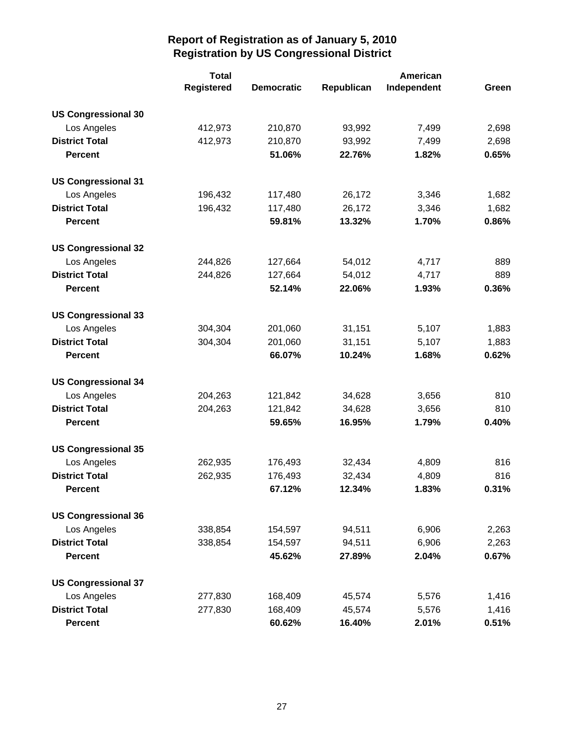# Report of Registration as of January 5, 2010
## Registration by US Congressional District

| | Total Registered | Democratic | Republican | American Independent | Green |
|---|---|---|---|---|---|
| **US Congressional 30** | | | | | |
| Los Angeles | 412,973 | 210,870 | 93,992 | 7,499 | 2,698 |
| **District Total** | 412,973 | 210,870 | 93,992 | 7,499 | 2,698 |
| **Percent** | | **51.06%** | **22.76%** | **1.82%** | **0.65%** |
| **US Congressional 31** | | | | | |
| Los Angeles | 196,432 | 117,480 | 26,172 | 3,346 | 1,682 |
| **District Total** | 196,432 | 117,480 | 26,172 | 3,346 | 1,682 |
| **Percent** | | **59.81%** | **13.32%** | **1.70%** | **0.86%** |
| **US Congressional 32** | | | | | |
| Los Angeles | 244,826 | 127,664 | 54,012 | 4,717 | 889 |
| **District Total** | 244,826 | 127,664 | 54,012 | 4,717 | 889 |
| **Percent** | | **52.14%** | **22.06%** | **1.93%** | **0.36%** |
| **US Congressional 33** | | | | | |
| Los Angeles | 304,304 | 201,060 | 31,151 | 5,107 | 1,883 |
| **District Total** | 304,304 | 201,060 | 31,151 | 5,107 | 1,883 |
| **Percent** | | **66.07%** | **10.24%** | **1.68%** | **0.62%** |
| **US Congressional 34** | | | | | |
| Los Angeles | 204,263 | 121,842 | 34,628 | 3,656 | 810 |
| **District Total** | 204,263 | 121,842 | 34,628 | 3,656 | 810 |
| **Percent** | | **59.65%** | **16.95%** | **1.79%** | **0.40%** |
| **US Congressional 35** | | | | | |
| Los Angeles | 262,935 | 176,493 | 32,434 | 4,809 | 816 |
| **District Total** | 262,935 | 176,493 | 32,434 | 4,809 | 816 |
| **Percent** | | **67.12%** | **12.34%** | **1.83%** | **0.31%** |
| **US Congressional 36** | | | | | |
| Los Angeles | 338,854 | 154,597 | 94,511 | 6,906 | 2,263 |
| **District Total** | 338,854 | 154,597 | 94,511 | 6,906 | 2,263 |
| **Percent** | | **45.62%** | **27.89%** | **2.04%** | **0.67%** |
| **US Congressional 37** | | | | | |
| Los Angeles | 277,830 | 168,409 | 45,574 | 5,576 | 1,416 |
| **District Total** | 277,830 | 168,409 | 45,574 | 5,576 | 1,416 |
| **Percent** | | **60.62%** | **16.40%** | **2.01%** | **0.51%** |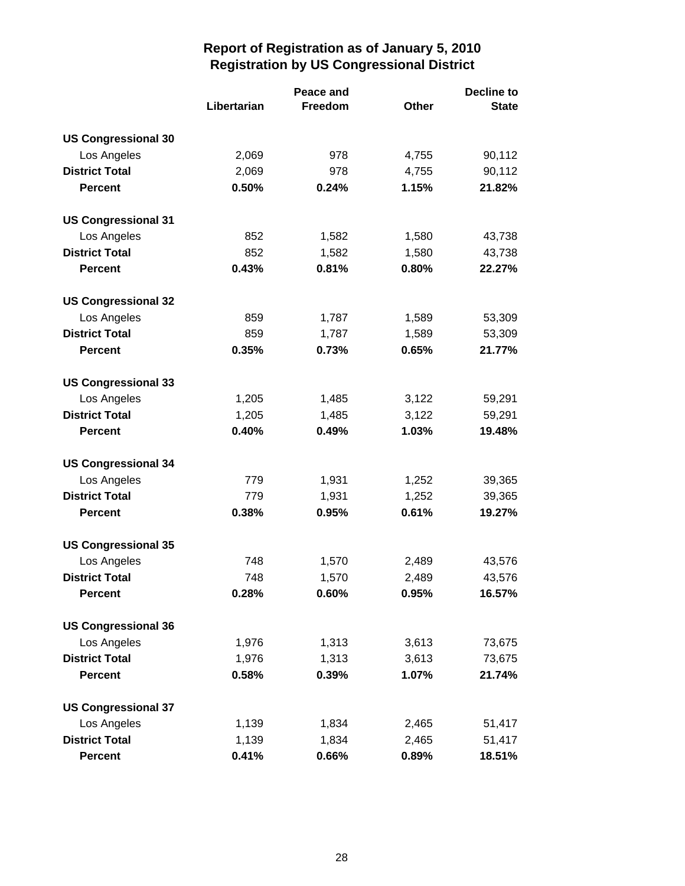# Report of Registration as of January 5, 2010
## Registration by US Congressional District

| | Libertarian | Peace and Freedom | Other | Decline to State |
|---|---|---|---|---|
| **US Congressional 30** | | | | |
| Los Angeles | 2,069 | 978 | 4,755 | 90,112 |
| **District Total** | 2,069 | 978 | 4,755 | 90,112 |
| **Percent** | **0.50%** | **0.24%** | **1.15%** | **21.82%** |
| **US Congressional 31** | | | | |
| Los Angeles | 852 | 1,582 | 1,580 | 43,738 |
| **District Total** | 852 | 1,582 | 1,580 | 43,738 |
| **Percent** | **0.43%** | **0.81%** | **0.80%** | **22.27%** |
| **US Congressional 32** | | | | |
| Los Angeles | 859 | 1,787 | 1,589 | 53,309 |
| **District Total** | 859 | 1,787 | 1,589 | 53,309 |
| **Percent** | **0.35%** | **0.73%** | **0.65%** | **21.77%** |
| **US Congressional 33** | | | | |
| Los Angeles | 1,205 | 1,485 | 3,122 | 59,291 |
| **District Total** | 1,205 | 1,485 | 3,122 | 59,291 |
| **Percent** | **0.40%** | **0.49%** | **1.03%** | **19.48%** |
| **US Congressional 34** | | | | |
| Los Angeles | 779 | 1,931 | 1,252 | 39,365 |
| **District Total** | 779 | 1,931 | 1,252 | 39,365 |
| **Percent** | **0.38%** | **0.95%** | **0.61%** | **19.27%** |
| **US Congressional 35** | | | | |
| Los Angeles | 748 | 1,570 | 2,489 | 43,576 |
| **District Total** | 748 | 1,570 | 2,489 | 43,576 |
| **Percent** | **0.28%** | **0.60%** | **0.95%** | **16.57%** |
| **US Congressional 36** | | | | |
| Los Angeles | 1,976 | 1,313 | 3,613 | 73,675 |
| **District Total** | 1,976 | 1,313 | 3,613 | 73,675 |
| **Percent** | **0.58%** | **0.39%** | **1.07%** | **21.74%** |
| **US Congressional 37** | | | | |
| Los Angeles | 1,139 | 1,834 | 2,465 | 51,417 |
| **District Total** | 1,139 | 1,834 | 2,465 | 51,417 |
| **Percent** | **0.41%** | **0.66%** | **0.89%** | **18.51%** |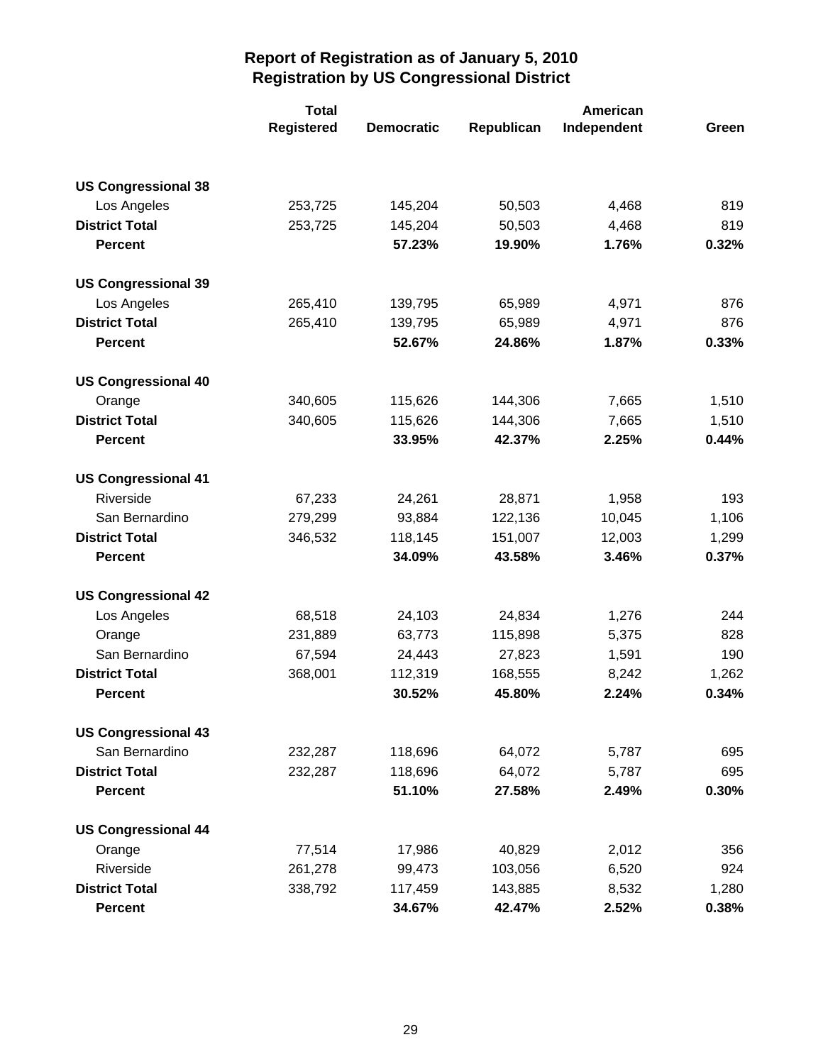# Report of Registration as of January 5, 2010
## Registration by US Congressional District

| | Total Registered | Democratic | Republican | American Independent | Green |
|---|---|---|---|---|---|
| **US Congressional 38** | | | | | |
| Los Angeles | 253,725 | 145,204 | 50,503 | 4,468 | 819 |
| **District Total** | 253,725 | 145,204 | 50,503 | 4,468 | 819 |
| **Percent** | | **57.23%** | **19.90%** | **1.76%** | **0.32%** |
| **US Congressional 39** | | | | | |
| Los Angeles | 265,410 | 139,795 | 65,989 | 4,971 | 876 |
| **District Total** | 265,410 | 139,795 | 65,989 | 4,971 | 876 |
| **Percent** | | **52.67%** | **24.86%** | **1.87%** | **0.33%** |
| **US Congressional 40** | | | | | |
| Orange | 340,605 | 115,626 | 144,306 | 7,665 | 1,510 |
| **District Total** | 340,605 | 115,626 | 144,306 | 7,665 | 1,510 |
| **Percent** | | **33.95%** | **42.37%** | **2.25%** | **0.44%** |
| **US Congressional 41** | | | | | |
| Riverside | 67,233 | 24,261 | 28,871 | 1,958 | 193 |
| San Bernardino | 279,299 | 93,884 | 122,136 | 10,045 | 1,106 |
| **District Total** | 346,532 | 118,145 | 151,007 | 12,003 | 1,299 |
| **Percent** | | **34.09%** | **43.58%** | **3.46%** | **0.37%** |
| **US Congressional 42** | | | | | |
| Los Angeles | 68,518 | 24,103 | 24,834 | 1,276 | 244 |
| Orange | 231,889 | 63,773 | 115,898 | 5,375 | 828 |
| San Bernardino | 67,594 | 24,443 | 27,823 | 1,591 | 190 |
| **District Total** | 368,001 | 112,319 | 168,555 | 8,242 | 1,262 |
| **Percent** | | **30.52%** | **45.80%** | **2.24%** | **0.34%** |
| **US Congressional 43** | | | | | |
| San Bernardino | 232,287 | 118,696 | 64,072 | 5,787 | 695 |
| **District Total** | 232,287 | 118,696 | 64,072 | 5,787 | 695 |
| **Percent** | | **51.10%** | **27.58%** | **2.49%** | **0.30%** |
| **US Congressional 44** | | | | | |
| Orange | 77,514 | 17,986 | 40,829 | 2,012 | 356 |
| Riverside | 261,278 | 99,473 | 103,056 | 6,520 | 924 |
| **District Total** | 338,792 | 117,459 | 143,885 | 8,532 | 1,280 |
| **Percent** | | **34.67%** | **42.47%** | **2.52%** | **0.38%** |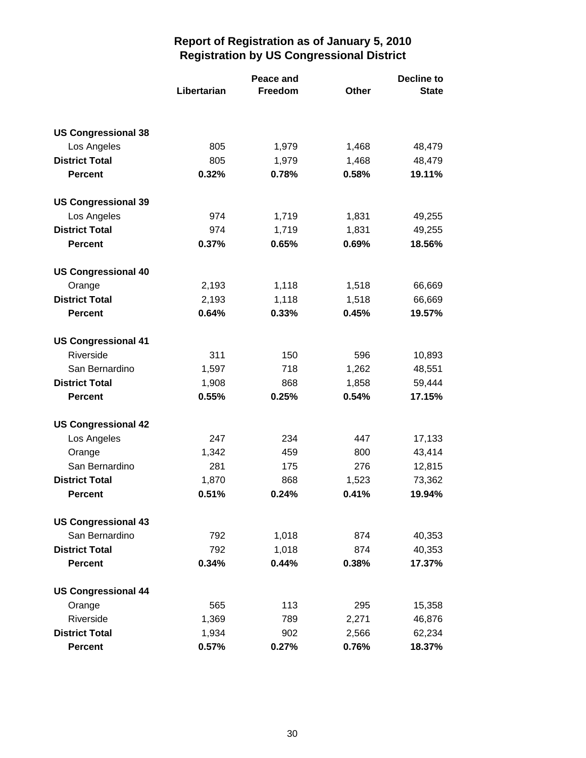# Report of Registration as of January 5, 2010
## Registration by US Congressional District

| | Libertarian | Peace and Freedom | Other | Decline to State |
|---|---|---|---|---|
| **US Congressional 38** | | | | |
| Los Angeles | 805 | 1,979 | 1,468 | 48,479 |
| **District Total** | 805 | 1,979 | 1,468 | 48,479 |
| **Percent** | **0.32%** | **0.78%** | **0.58%** | **19.11%** |
| **US Congressional 39** | | | | |
| Los Angeles | 974 | 1,719 | 1,831 | 49,255 |
| **District Total** | 974 | 1,719 | 1,831 | 49,255 |
| **Percent** | **0.37%** | **0.65%** | **0.69%** | **18.56%** |
| **US Congressional 40** | | | | |
| Orange | 2,193 | 1,118 | 1,518 | 66,669 |
| **District Total** | 2,193 | 1,118 | 1,518 | 66,669 |
| **Percent** | **0.64%** | **0.33%** | **0.45%** | **19.57%** |
| **US Congressional 41** | | | | |
| Riverside | 311 | 150 | 596 | 10,893 |
| San Bernardino | 1,597 | 718 | 1,262 | 48,551 |
| **District Total** | 1,908 | 868 | 1,858 | 59,444 |
| **Percent** | **0.55%** | **0.25%** | **0.54%** | **17.15%** |
| **US Congressional 42** | | | | |
| Los Angeles | 247 | 234 | 447 | 17,133 |
| Orange | 1,342 | 459 | 800 | 43,414 |
| San Bernardino | 281 | 175 | 276 | 12,815 |
| **District Total** | 1,870 | 868 | 1,523 | 73,362 |
| **Percent** | **0.51%** | **0.24%** | **0.41%** | **19.94%** |
| **US Congressional 43** | | | | |
| San Bernardino | 792 | 1,018 | 874 | 40,353 |
| **District Total** | 792 | 1,018 | 874 | 40,353 |
| **Percent** | **0.34%** | **0.44%** | **0.38%** | **17.37%** |
| **US Congressional 44** | | | | |
| Orange | 565 | 113 | 295 | 15,358 |
| Riverside | 1,369 | 789 | 2,271 | 46,876 |
| **District Total** | 1,934 | 902 | 2,566 | 62,234 |
| **Percent** | **0.57%** | **0.27%** | **0.76%** | **18.37%** |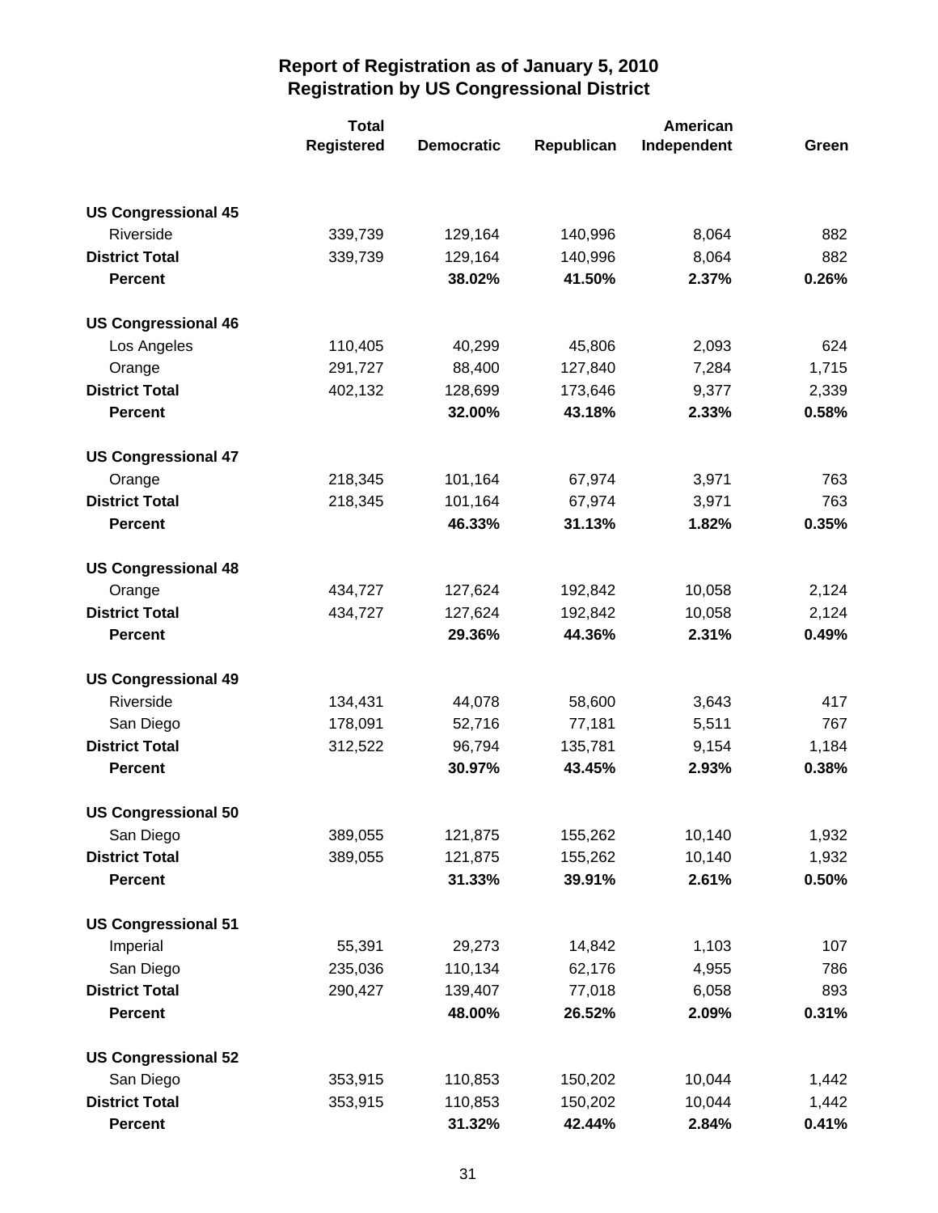# Report of Registration as of January 5, 2010
## Registration by US Congressional District

| | Total Registered | Democratic | Republican | American Independent | Green |
|---|---|---|---|---|---|
| **US Congressional 45** | | | | | |
| Riverside | 339,739 | 129,164 | 140,996 | 8,064 | 882 |
| **District Total** | 339,739 | 129,164 | 140,996 | 8,064 | 882 |
| **Percent** | | **38.02%** | **41.50%** | **2.37%** | **0.26%** |
| **US Congressional 46** | | | | | |
| Los Angeles | 110,405 | 40,299 | 45,806 | 2,093 | 624 |
| Orange | 291,727 | 88,400 | 127,840 | 7,284 | 1,715 |
| **District Total** | 402,132 | 128,699 | 173,646 | 9,377 | 2,339 |
| **Percent** | | **32.00%** | **43.18%** | **2.33%** | **0.58%** |
| **US Congressional 47** | | | | | |
| Orange | 218,345 | 101,164 | 67,974 | 3,971 | 763 |
| **District Total** | 218,345 | 101,164 | 67,974 | 3,971 | 763 |
| **Percent** | | **46.33%** | **31.13%** | **1.82%** | **0.35%** |
| **US Congressional 48** | | | | | |
| Orange | 434,727 | 127,624 | 192,842 | 10,058 | 2,124 |
| **District Total** | 434,727 | 127,624 | 192,842 | 10,058 | 2,124 |
| **Percent** | | **29.36%** | **44.36%** | **2.31%** | **0.49%** |
| **US Congressional 49** | | | | | |
| Riverside | 134,431 | 44,078 | 58,600 | 3,643 | 417 |
| San Diego | 178,091 | 52,716 | 77,181 | 5,511 | 767 |
| **District Total** | 312,522 | 96,794 | 135,781 | 9,154 | 1,184 |
| **Percent** | | **30.97%** | **43.45%** | **2.93%** | **0.38%** |
| **US Congressional 50** | | | | | |
| San Diego | 389,055 | 121,875 | 155,262 | 10,140 | 1,932 |
| **District Total** | 389,055 | 121,875 | 155,262 | 10,140 | 1,932 |
| **Percent** | | **31.33%** | **39.91%** | **2.61%** | **0.50%** |
| **US Congressional 51** | | | | | |
| Imperial | 55,391 | 29,273 | 14,842 | 1,103 | 107 |
| San Diego | 235,036 | 110,134 | 62,176 | 4,955 | 786 |
| **District Total** | 290,427 | 139,407 | 77,018 | 6,058 | 893 |
| **Percent** | | **48.00%** | **26.52%** | **2.09%** | **0.31%** |
| **US Congressional 52** | | | | | |
| San Diego | 353,915 | 110,853 | 150,202 | 10,044 | 1,442 |
| **District Total** | 353,915 | 110,853 | 150,202 | 10,044 | 1,442 |
| **Percent** | | **31.32%** | **42.44%** | **2.84%** | **0.41%** |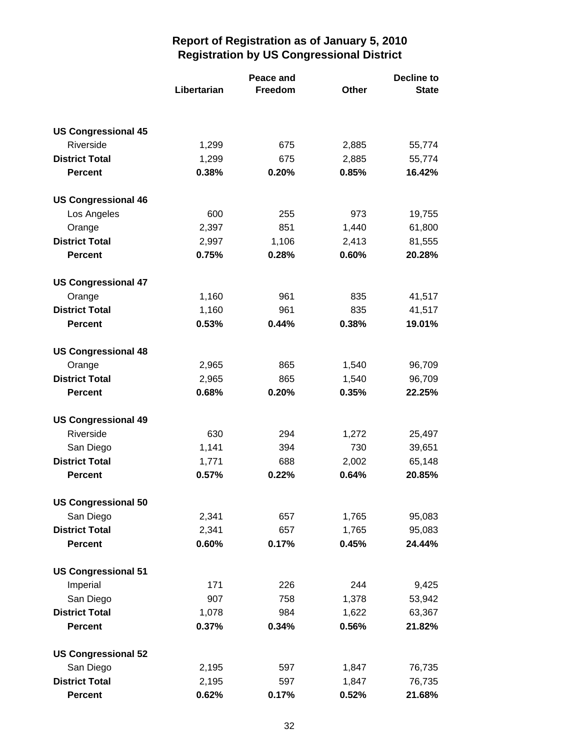# Report of Registration as of January 5, 2010
## Registration by US Congressional District

| | Libertarian | Peace and Freedom | Other | Decline to State |
|---|---|---|---|---|
| **US Congressional 45** | | | | |
| Riverside | 1,299 | 675 | 2,885 | 55,774 |
| **District Total** | 1,299 | 675 | 2,885 | 55,774 |
| **Percent** | **0.38%** | **0.20%** | **0.85%** | **16.42%** |
| **US Congressional 46** | | | | |
| Los Angeles | 600 | 255 | 973 | 19,755 |
| Orange | 2,397 | 851 | 1,440 | 61,800 |
| **District Total** | 2,997 | 1,106 | 2,413 | 81,555 |
| **Percent** | **0.75%** | **0.28%** | **0.60%** | **20.28%** |
| **US Congressional 47** | | | | |
| Orange | 1,160 | 961 | 835 | 41,517 |
| **District Total** | 1,160 | 961 | 835 | 41,517 |
| **Percent** | **0.53%** | **0.44%** | **0.38%** | **19.01%** |
| **US Congressional 48** | | | | |
| Orange | 2,965 | 865 | 1,540 | 96,709 |
| **District Total** | 2,965 | 865 | 1,540 | 96,709 |
| **Percent** | **0.68%** | **0.20%** | **0.35%** | **22.25%** |
| **US Congressional 49** | | | | |
| Riverside | 630 | 294 | 1,272 | 25,497 |
| San Diego | 1,141 | 394 | 730 | 39,651 |
| **District Total** | 1,771 | 688 | 2,002 | 65,148 |
| **Percent** | **0.57%** | **0.22%** | **0.64%** | **20.85%** |
| **US Congressional 50** | | | | |
| San Diego | 2,341 | 657 | 1,765 | 95,083 |
| **District Total** | 2,341 | 657 | 1,765 | 95,083 |
| **Percent** | **0.60%** | **0.17%** | **0.45%** | **24.44%** |
| **US Congressional 51** | | | | |
| Imperial | 171 | 226 | 244 | 9,425 |
| San Diego | 907 | 758 | 1,378 | 53,942 |
| **District Total** | 1,078 | 984 | 1,622 | 63,367 |
| **Percent** | **0.37%** | **0.34%** | **0.56%** | **21.82%** |
| **US Congressional 52** | | | | |
| San Diego | 2,195 | 597 | 1,847 | 76,735 |
| **District Total** | 2,195 | 597 | 1,847 | 76,735 |
| **Percent** | **0.62%** | **0.17%** | **0.52%** | **21.68%** |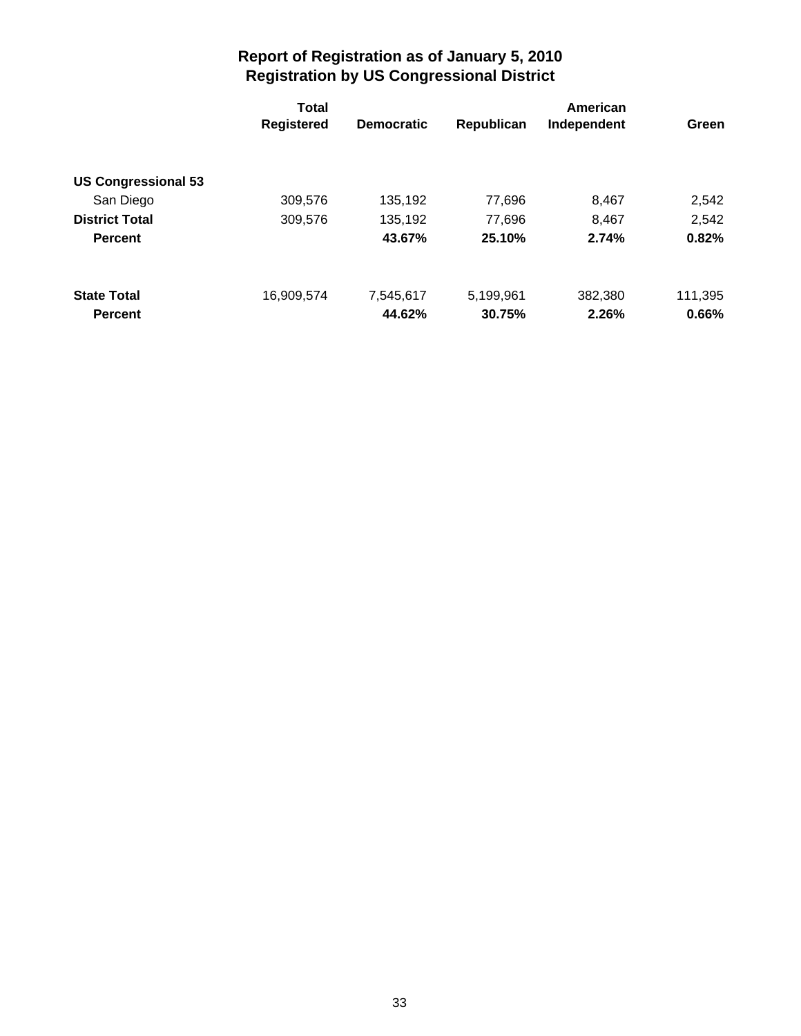# Report of Registration as of January 5, 2010
## Registration by US Congressional District

| | Total Registered | Democratic | Republican | American Independent | Green |
|---|---|---|---|---|---|
| **US Congressional 53** | | | | | |
| San Diego | 309,576 | 135,192 | 77,696 | 8,467 | 2,542 |
| **District Total** | 309,576 | 135,192 | 77,696 | 8,467 | 2,542 |
| **Percent** | | **43.67%** | **25.10%** | **2.74%** | **0.82%** |
| **State Total** | 16,909,574 | 7,545,617 | 5,199,961 | 382,380 | 111,395 |
| **Percent** | | **44.62%** | **30.75%** | **2.26%** | **0.66%** |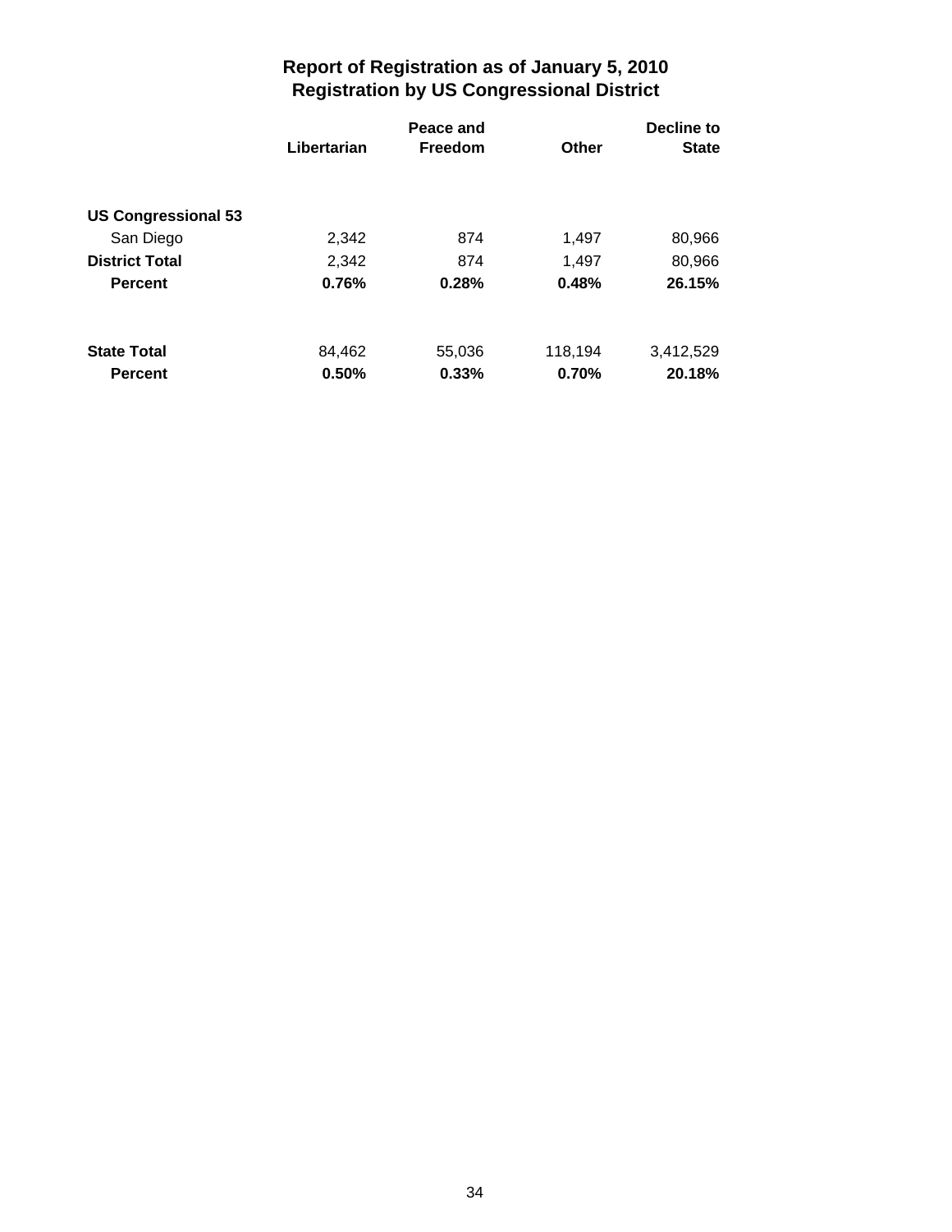# Report of Registration as of January 5, 2010
## Registration by US Congressional District

| | Libertarian | Peace and Freedom | Other | Decline to State |
|---|---|---|---|---|
| **US Congressional 53** | | | | |
| San Diego | 2,342 | 874 | 1,497 | 80,966 |
| **District Total** | 2,342 | 874 | 1,497 | 80,966 |
| **Percent** | **0.76%** | **0.28%** | **0.48%** | **26.15%** |
| **State Total** | 84,462 | 55,036 | 118,194 | 3,412,529 |
| **Percent** | **0.50%** | **0.33%** | **0.70%** | **20.18%** |